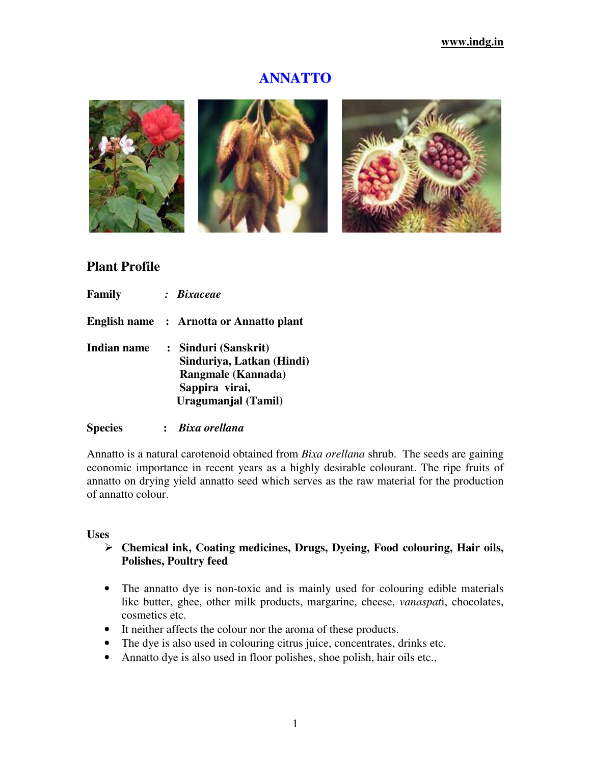# ANNATTO

## Plant Profile

**Family** : ***Bixaceae***

**English name** : **Arnotta or Annatto plant**

**Indian name** : **Sinduri (Sanskrit)**
**Sinduriya, Latkan (Hindi)**
**Rangmale (Kannada)**
**Sappira virai,**
**Uragumanjal (Tamil)**

**Species** : ***Bixa orellana***

Annatto is a natural carotenoid obtained from *Bixa orellana* shrub. The seeds are gaining economic importance in recent years as a highly desirable colourant. The ripe fruits of annatto on drying yield annatto seed which serves as the raw material for the production of annatto colour.

**Uses**

- **Chemical ink, Coating medicines, Drugs, Dyeing, Food colouring, Hair oils, Polishes, Poultry feed**

- The annatto dye is non-toxic and is mainly used for colouring edible materials like butter, ghee, other milk products, margarine, cheese, *vanaspati*, chocolates, cosmetics etc.
- It neither affects the colour nor the aroma of these products.
- The dye is also used in colouring citrus juice, concentrates, drinks etc.
- Annatto dye is also used in floor polishes, shoe polish, hair oils etc.,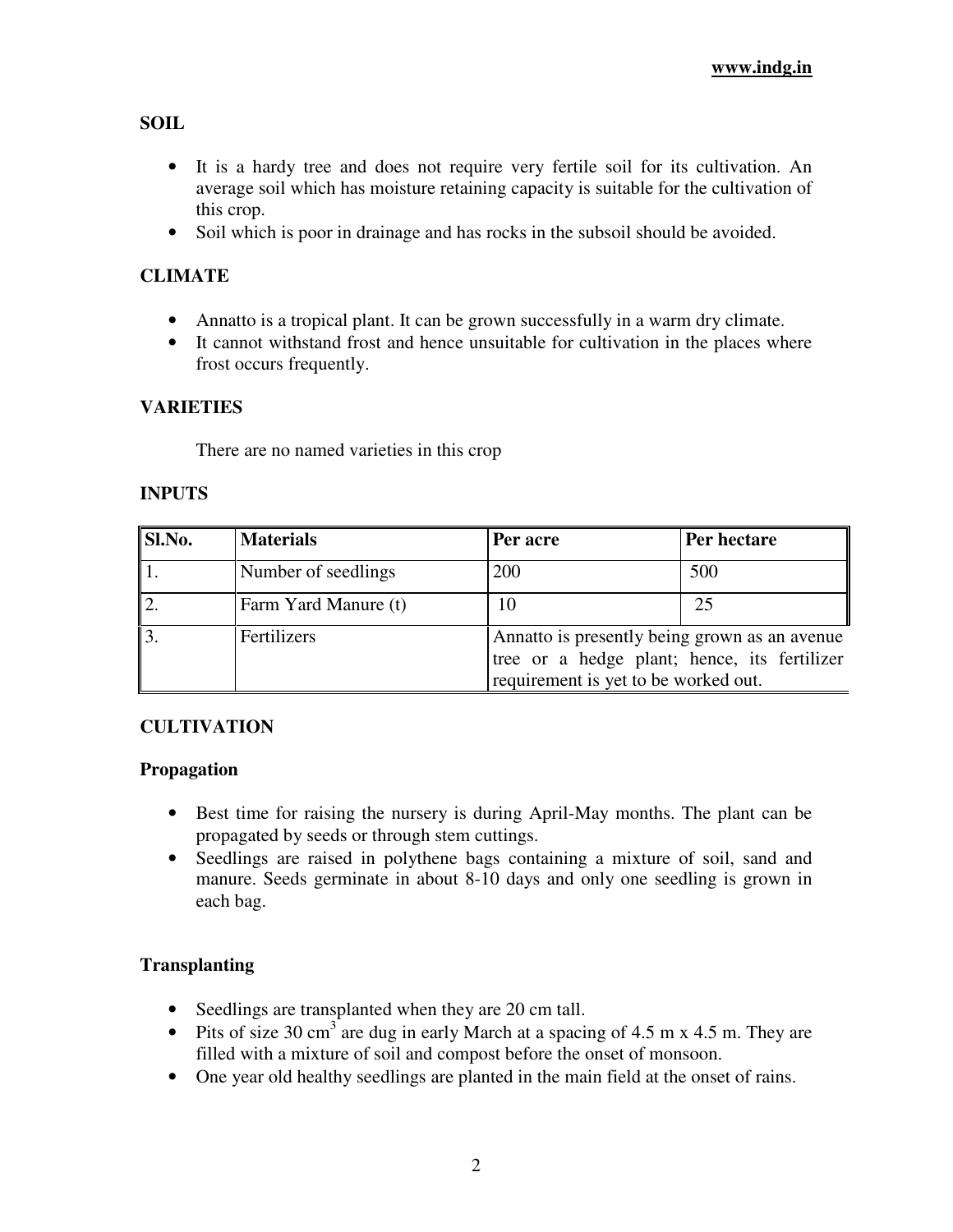## SOIL

- It is a hardy tree and does not require very fertile soil for its cultivation. An average soil which has moisture retaining capacity is suitable for the cultivation of this crop.
- Soil which is poor in drainage and has rocks in the subsoil should be avoided.

## CLIMATE

- Annatto is a tropical plant. It can be grown successfully in a warm dry climate.
- It cannot withstand frost and hence unsuitable for cultivation in the places where frost occurs frequently.

## VARIETIES

There are no named varieties in this crop

## INPUTS

| Sl.No. | Materials | Per acre | Per hectare |
|---|---|---|---|
| 1. | Number of seedlings | 200 | 500 |
| 2. | Farm Yard Manure (t) | 10 | 25 |
| 3. | Fertilizers | Annatto is presently being grown as an avenue tree or a hedge plant; hence, its fertilizer requirement is yet to be worked out. | |

## CULTIVATION

### Propagation

- Best time for raising the nursery is during April-May months. The plant can be propagated by seeds or through stem cuttings.
- Seedlings are raised in polythene bags containing a mixture of soil, sand and manure. Seeds germinate in about 8-10 days and only one seedling is grown in each bag.

### Transplanting

- Seedlings are transplanted when they are 20 cm tall.
- Pits of size 30 $cm^3$ are dug in early March at a spacing of 4.5 m x 4.5 m. They are filled with a mixture of soil and compost before the onset of monsoon.
- One year old healthy seedlings are planted in the main field at the onset of rains.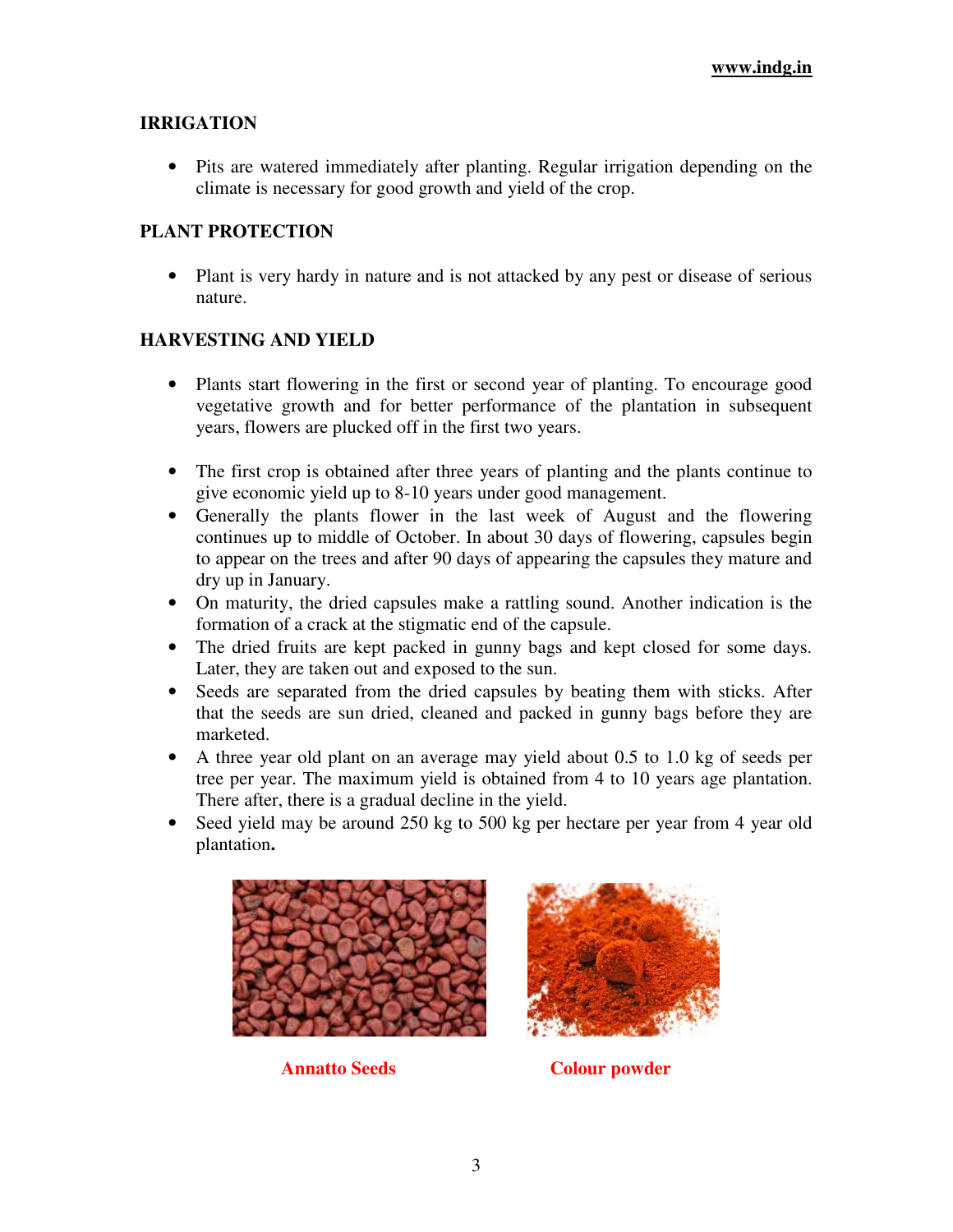## IRRIGATION

- Pits are watered immediately after planting. Regular irrigation depending on the climate is necessary for good growth and yield of the crop.

## PLANT PROTECTION

- Plant is very hardy in nature and is not attacked by any pest or disease of serious nature.

## HARVESTING AND YIELD

- Plants start flowering in the first or second year of planting. To encourage good vegetative growth and for better performance of the plantation in subsequent years, flowers are plucked off in the first two years.

- The first crop is obtained after three years of planting and the plants continue to give economic yield up to 8-10 years under good management.
- Generally the plants flower in the last week of August and the flowering continues up to middle of October. In about 30 days of flowering, capsules begin to appear on the trees and after 90 days of appearing the capsules they mature and dry up in January.
- On maturity, the dried capsules make a rattling sound. Another indication is the formation of a crack at the stigmatic end of the capsule.
- The dried fruits are kept packed in gunny bags and kept closed for some days. Later, they are taken out and exposed to the sun.
- Seeds are separated from the dried capsules by beating them with sticks. After that the seeds are sun dried, cleaned and packed in gunny bags before they are marketed.
- A three year old plant on an average may yield about 0.5 to 1.0 kg of seeds per tree per year. The maximum yield is obtained from 4 to 10 years age plantation. There after, there is a gradual decline in the yield.
- Seed yield may be around 250 kg to 500 kg per hectare per year from 4 year old plantation**.**

**Annatto Seeds**

**Colour powder**